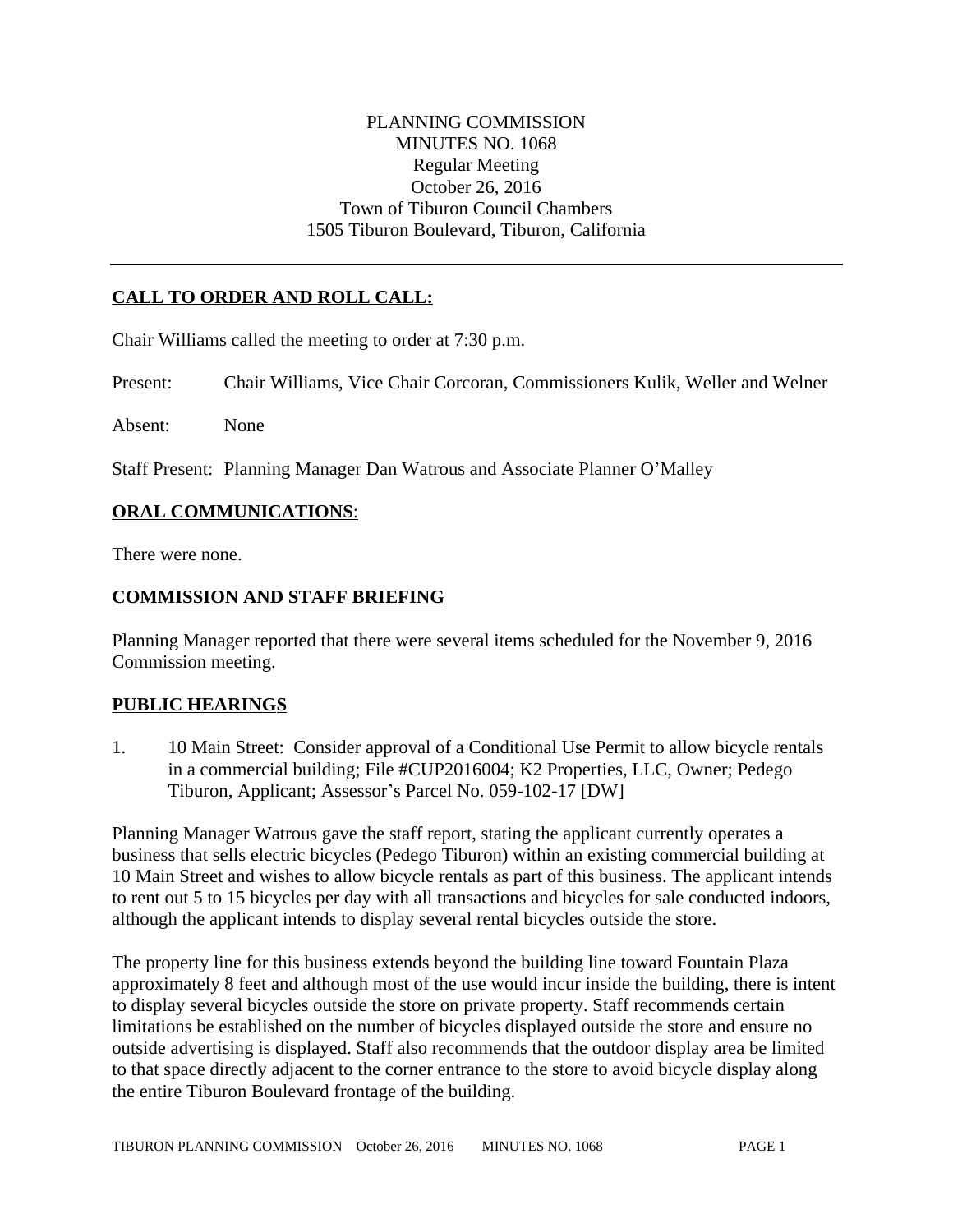PLANNING COMMISSION
MINUTES NO. 1068
Regular Meeting
October 26, 2016
Town of Tiburon Council Chambers
1505 Tiburon Boulevard, Tiburon, California

---

## CALL TO ORDER AND ROLL CALL:

Chair Williams called the meeting to order at 7:30 p.m.

Present: Chair Williams, Vice Chair Corcoran, Commissioners Kulik, Weller and Welner

Absent: None

Staff Present: Planning Manager Dan Watrous and Associate Planner O'Malley

## ORAL COMMUNICATIONS:

There were none.

## COMMISSION AND STAFF BRIEFING

Planning Manager reported that there were several items scheduled for the November 9, 2016 Commission meeting.

## PUBLIC HEARINGS

1. 10 Main Street: Consider approval of a Conditional Use Permit to allow bicycle rentals in a commercial building; File #CUP2016004; K2 Properties, LLC, Owner; Pedego Tiburon, Applicant; Assessor's Parcel No. 059-102-17 [DW]

Planning Manager Watrous gave the staff report, stating the applicant currently operates a business that sells electric bicycles (Pedego Tiburon) within an existing commercial building at 10 Main Street and wishes to allow bicycle rentals as part of this business. The applicant intends to rent out 5 to 15 bicycles per day with all transactions and bicycles for sale conducted indoors, although the applicant intends to display several rental bicycles outside the store.

The property line for this business extends beyond the building line toward Fountain Plaza approximately 8 feet and although most of the use would incur inside the building, there is intent to display several bicycles outside the store on private property. Staff recommends certain limitations be established on the number of bicycles displayed outside the store and ensure no outside advertising is displayed. Staff also recommends that the outdoor display area be limited to that space directly adjacent to the corner entrance to the store to avoid bicycle display along the entire Tiburon Boulevard frontage of the building.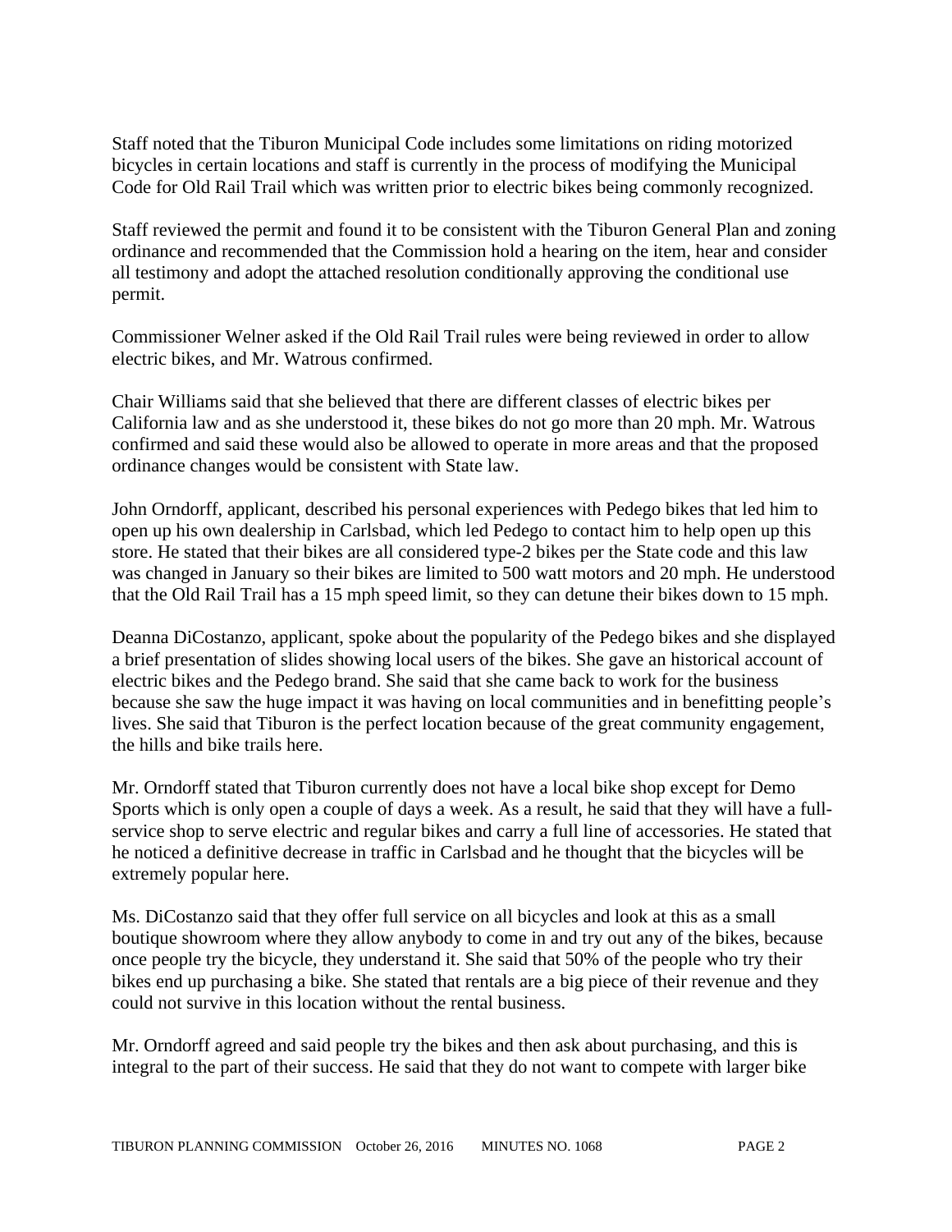Staff noted that the Tiburon Municipal Code includes some limitations on riding motorized bicycles in certain locations and staff is currently in the process of modifying the Municipal Code for Old Rail Trail which was written prior to electric bikes being commonly recognized.

Staff reviewed the permit and found it to be consistent with the Tiburon General Plan and zoning ordinance and recommended that the Commission hold a hearing on the item, hear and consider all testimony and adopt the attached resolution conditionally approving the conditional use permit.

Commissioner Welner asked if the Old Rail Trail rules were being reviewed in order to allow electric bikes, and Mr. Watrous confirmed.

Chair Williams said that she believed that there are different classes of electric bikes per California law and as she understood it, these bikes do not go more than 20 mph. Mr. Watrous confirmed and said these would also be allowed to operate in more areas and that the proposed ordinance changes would be consistent with State law.

John Orndorff, applicant, described his personal experiences with Pedego bikes that led him to open up his own dealership in Carlsbad, which led Pedego to contact him to help open up this store. He stated that their bikes are all considered type-2 bikes per the State code and this law was changed in January so their bikes are limited to 500 watt motors and 20 mph. He understood that the Old Rail Trail has a 15 mph speed limit, so they can detune their bikes down to 15 mph.

Deanna DiCostanzo, applicant, spoke about the popularity of the Pedego bikes and she displayed a brief presentation of slides showing local users of the bikes. She gave an historical account of electric bikes and the Pedego brand. She said that she came back to work for the business because she saw the huge impact it was having on local communities and in benefitting people's lives. She said that Tiburon is the perfect location because of the great community engagement, the hills and bike trails here.

Mr. Orndorff stated that Tiburon currently does not have a local bike shop except for Demo Sports which is only open a couple of days a week. As a result, he said that they will have a full-service shop to serve electric and regular bikes and carry a full line of accessories. He stated that he noticed a definitive decrease in traffic in Carlsbad and he thought that the bicycles will be extremely popular here.

Ms. DiCostanzo said that they offer full service on all bicycles and look at this as a small boutique showroom where they allow anybody to come in and try out any of the bikes, because once people try the bicycle, they understand it. She said that 50% of the people who try their bikes end up purchasing a bike. She stated that rentals are a big piece of their revenue and they could not survive in this location without the rental business.

Mr. Orndorff agreed and said people try the bikes and then ask about purchasing, and this is integral to the part of their success. He said that they do not want to compete with larger bike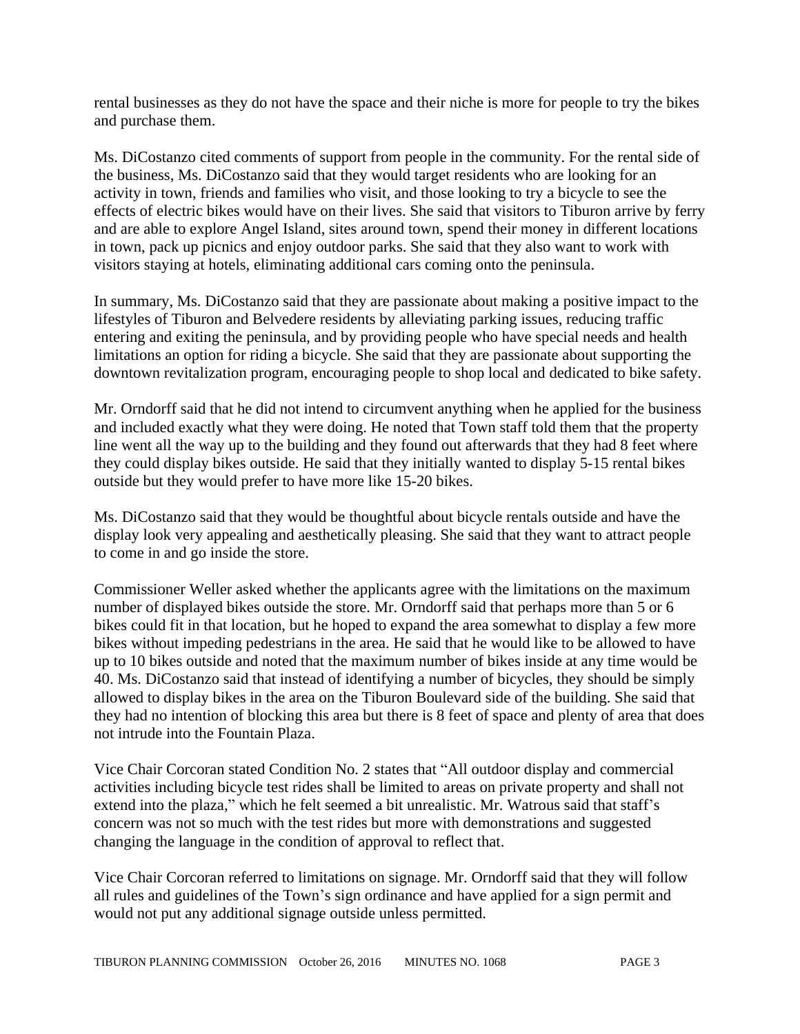rental businesses as they do not have the space and their niche is more for people to try the bikes and purchase them.

Ms. DiCostanzo cited comments of support from people in the community. For the rental side of the business, Ms. DiCostanzo said that they would target residents who are looking for an activity in town, friends and families who visit, and those looking to try a bicycle to see the effects of electric bikes would have on their lives. She said that visitors to Tiburon arrive by ferry and are able to explore Angel Island, sites around town, spend their money in different locations in town, pack up picnics and enjoy outdoor parks. She said that they also want to work with visitors staying at hotels, eliminating additional cars coming onto the peninsula.

In summary, Ms. DiCostanzo said that they are passionate about making a positive impact to the lifestyles of Tiburon and Belvedere residents by alleviating parking issues, reducing traffic entering and exiting the peninsula, and by providing people who have special needs and health limitations an option for riding a bicycle. She said that they are passionate about supporting the downtown revitalization program, encouraging people to shop local and dedicated to bike safety.

Mr. Orndorff said that he did not intend to circumvent anything when he applied for the business and included exactly what they were doing. He noted that Town staff told them that the property line went all the way up to the building and they found out afterwards that they had 8 feet where they could display bikes outside. He said that they initially wanted to display 5-15 rental bikes outside but they would prefer to have more like 15-20 bikes.

Ms. DiCostanzo said that they would be thoughtful about bicycle rentals outside and have the display look very appealing and aesthetically pleasing. She said that they want to attract people to come in and go inside the store.

Commissioner Weller asked whether the applicants agree with the limitations on the maximum number of displayed bikes outside the store. Mr. Orndorff said that perhaps more than 5 or 6 bikes could fit in that location, but he hoped to expand the area somewhat to display a few more bikes without impeding pedestrians in the area. He said that he would like to be allowed to have up to 10 bikes outside and noted that the maximum number of bikes inside at any time would be 40. Ms. DiCostanzo said that instead of identifying a number of bicycles, they should be simply allowed to display bikes in the area on the Tiburon Boulevard side of the building. She said that they had no intention of blocking this area but there is 8 feet of space and plenty of area that does not intrude into the Fountain Plaza.

Vice Chair Corcoran stated Condition No. 2 states that "All outdoor display and commercial activities including bicycle test rides shall be limited to areas on private property and shall not extend into the plaza," which he felt seemed a bit unrealistic. Mr. Watrous said that staff's concern was not so much with the test rides but more with demonstrations and suggested changing the language in the condition of approval to reflect that.

Vice Chair Corcoran referred to limitations on signage. Mr. Orndorff said that they will follow all rules and guidelines of the Town's sign ordinance and have applied for a sign permit and would not put any additional signage outside unless permitted.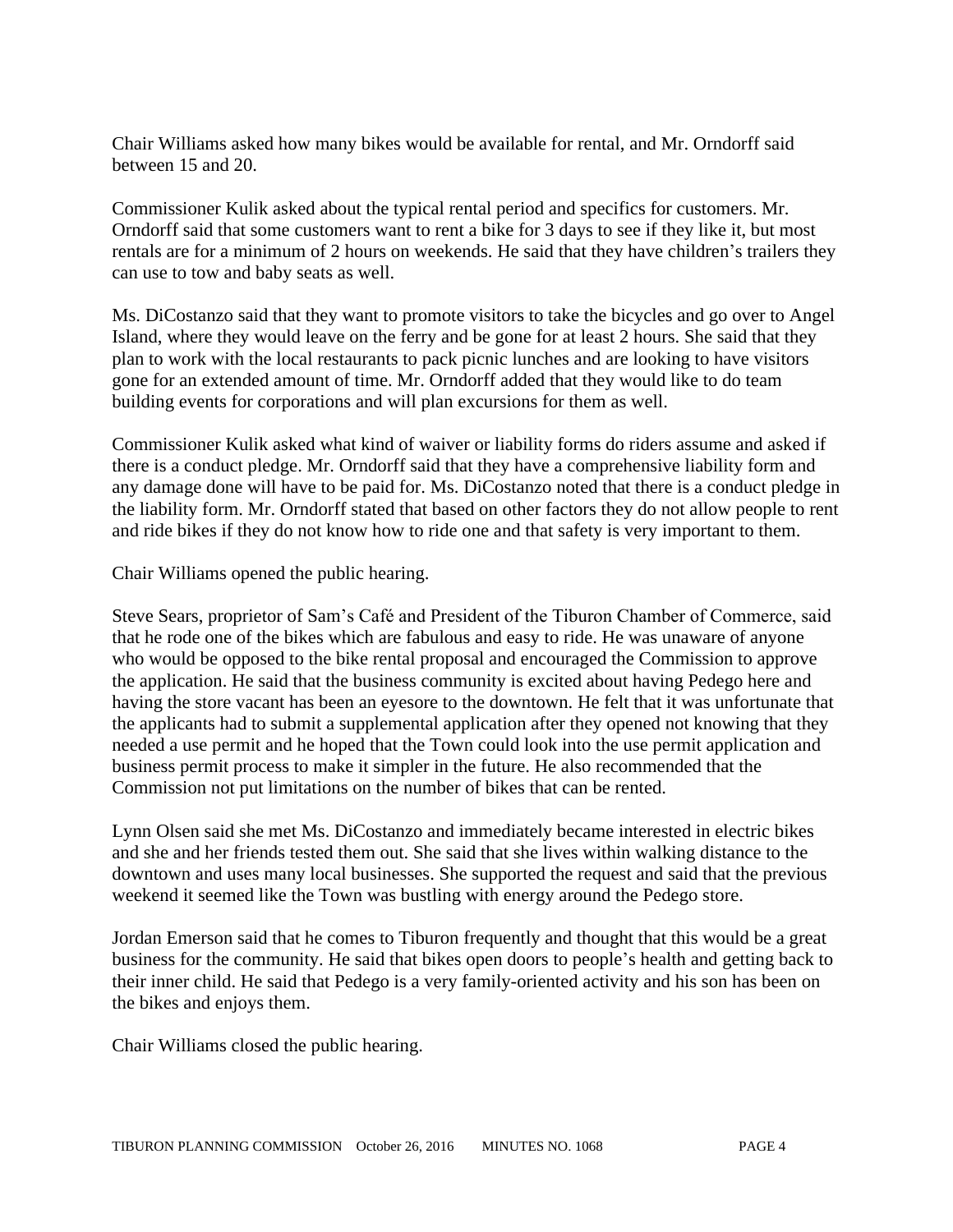Chair Williams asked how many bikes would be available for rental, and Mr. Orndorff said between 15 and 20.

Commissioner Kulik asked about the typical rental period and specifics for customers. Mr. Orndorff said that some customers want to rent a bike for 3 days to see if they like it, but most rentals are for a minimum of 2 hours on weekends. He said that they have children's trailers they can use to tow and baby seats as well.

Ms. DiCostanzo said that they want to promote visitors to take the bicycles and go over to Angel Island, where they would leave on the ferry and be gone for at least 2 hours. She said that they plan to work with the local restaurants to pack picnic lunches and are looking to have visitors gone for an extended amount of time. Mr. Orndorff added that they would like to do team building events for corporations and will plan excursions for them as well.

Commissioner Kulik asked what kind of waiver or liability forms do riders assume and asked if there is a conduct pledge. Mr. Orndorff said that they have a comprehensive liability form and any damage done will have to be paid for. Ms. DiCostanzo noted that there is a conduct pledge in the liability form. Mr. Orndorff stated that based on other factors they do not allow people to rent and ride bikes if they do not know how to ride one and that safety is very important to them.

Chair Williams opened the public hearing.

Steve Sears, proprietor of Sam's Café and President of the Tiburon Chamber of Commerce, said that he rode one of the bikes which are fabulous and easy to ride. He was unaware of anyone who would be opposed to the bike rental proposal and encouraged the Commission to approve the application. He said that the business community is excited about having Pedego here and having the store vacant has been an eyesore to the downtown. He felt that it was unfortunate that the applicants had to submit a supplemental application after they opened not knowing that they needed a use permit and he hoped that the Town could look into the use permit application and business permit process to make it simpler in the future. He also recommended that the Commission not put limitations on the number of bikes that can be rented.

Lynn Olsen said she met Ms. DiCostanzo and immediately became interested in electric bikes and she and her friends tested them out. She said that she lives within walking distance to the downtown and uses many local businesses. She supported the request and said that the previous weekend it seemed like the Town was bustling with energy around the Pedego store.

Jordan Emerson said that he comes to Tiburon frequently and thought that this would be a great business for the community. He said that bikes open doors to people's health and getting back to their inner child. He said that Pedego is a very family-oriented activity and his son has been on the bikes and enjoys them.

Chair Williams closed the public hearing.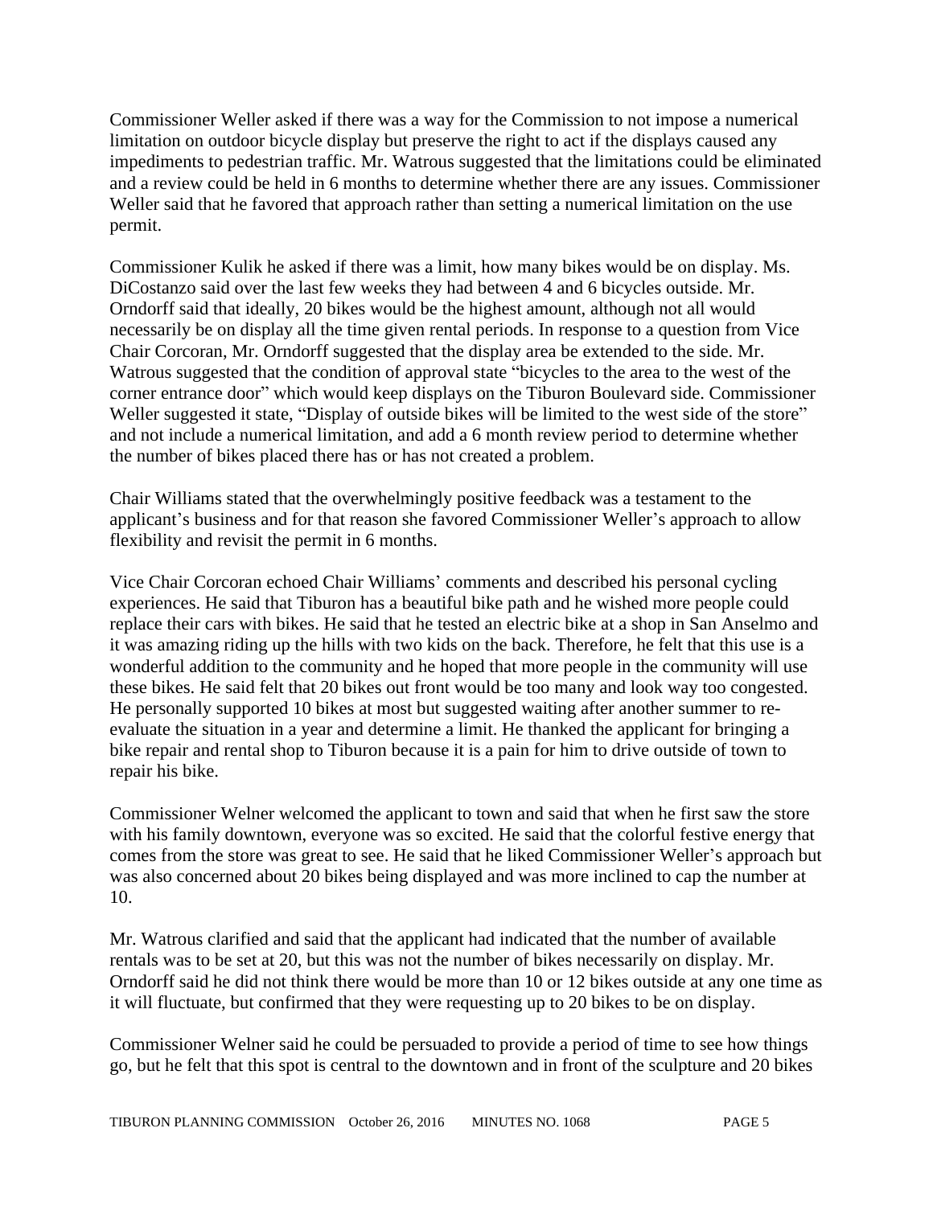Commissioner Weller asked if there was a way for the Commission to not impose a numerical limitation on outdoor bicycle display but preserve the right to act if the displays caused any impediments to pedestrian traffic. Mr. Watrous suggested that the limitations could be eliminated and a review could be held in 6 months to determine whether there are any issues. Commissioner Weller said that he favored that approach rather than setting a numerical limitation on the use permit.

Commissioner Kulik he asked if there was a limit, how many bikes would be on display. Ms. DiCostanzo said over the last few weeks they had between 4 and 6 bicycles outside. Mr. Orndorff said that ideally, 20 bikes would be the highest amount, although not all would necessarily be on display all the time given rental periods. In response to a question from Vice Chair Corcoran, Mr. Orndorff suggested that the display area be extended to the side. Mr. Watrous suggested that the condition of approval state "bicycles to the area to the west of the corner entrance door" which would keep displays on the Tiburon Boulevard side. Commissioner Weller suggested it state, "Display of outside bikes will be limited to the west side of the store" and not include a numerical limitation, and add a 6 month review period to determine whether the number of bikes placed there has or has not created a problem.

Chair Williams stated that the overwhelmingly positive feedback was a testament to the applicant's business and for that reason she favored Commissioner Weller's approach to allow flexibility and revisit the permit in 6 months.

Vice Chair Corcoran echoed Chair Williams' comments and described his personal cycling experiences. He said that Tiburon has a beautiful bike path and he wished more people could replace their cars with bikes. He said that he tested an electric bike at a shop in San Anselmo and it was amazing riding up the hills with two kids on the back. Therefore, he felt that this use is a wonderful addition to the community and he hoped that more people in the community will use these bikes. He said felt that 20 bikes out front would be too many and look way too congested. He personally supported 10 bikes at most but suggested waiting after another summer to re-evaluate the situation in a year and determine a limit. He thanked the applicant for bringing a bike repair and rental shop to Tiburon because it is a pain for him to drive outside of town to repair his bike.

Commissioner Welner welcomed the applicant to town and said that when he first saw the store with his family downtown, everyone was so excited. He said that the colorful festive energy that comes from the store was great to see. He said that he liked Commissioner Weller's approach but was also concerned about 20 bikes being displayed and was more inclined to cap the number at 10.

Mr. Watrous clarified and said that the applicant had indicated that the number of available rentals was to be set at 20, but this was not the number of bikes necessarily on display. Mr. Orndorff said he did not think there would be more than 10 or 12 bikes outside at any one time as it will fluctuate, but confirmed that they were requesting up to 20 bikes to be on display.

Commissioner Welner said he could be persuaded to provide a period of time to see how things go, but he felt that this spot is central to the downtown and in front of the sculpture and 20 bikes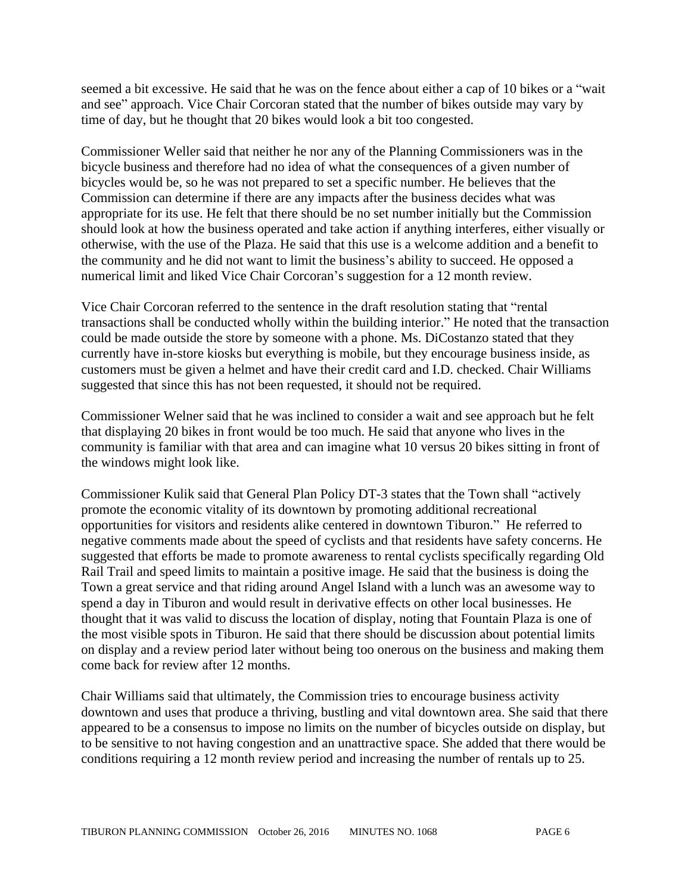seemed a bit excessive. He said that he was on the fence about either a cap of 10 bikes or a "wait and see" approach. Vice Chair Corcoran stated that the number of bikes outside may vary by time of day, but he thought that 20 bikes would look a bit too congested.

Commissioner Weller said that neither he nor any of the Planning Commissioners was in the bicycle business and therefore had no idea of what the consequences of a given number of bicycles would be, so he was not prepared to set a specific number. He believes that the Commission can determine if there are any impacts after the business decides what was appropriate for its use. He felt that there should be no set number initially but the Commission should look at how the business operated and take action if anything interferes, either visually or otherwise, with the use of the Plaza. He said that this use is a welcome addition and a benefit to the community and he did not want to limit the business's ability to succeed. He opposed a numerical limit and liked Vice Chair Corcoran's suggestion for a 12 month review.

Vice Chair Corcoran referred to the sentence in the draft resolution stating that "rental transactions shall be conducted wholly within the building interior." He noted that the transaction could be made outside the store by someone with a phone. Ms. DiCostanzo stated that they currently have in-store kiosks but everything is mobile, but they encourage business inside, as customers must be given a helmet and have their credit card and I.D. checked. Chair Williams suggested that since this has not been requested, it should not be required.

Commissioner Welner said that he was inclined to consider a wait and see approach but he felt that displaying 20 bikes in front would be too much. He said that anyone who lives in the community is familiar with that area and can imagine what 10 versus 20 bikes sitting in front of the windows might look like.

Commissioner Kulik said that General Plan Policy DT-3 states that the Town shall "actively promote the economic vitality of its downtown by promoting additional recreational opportunities for visitors and residents alike centered in downtown Tiburon." He referred to negative comments made about the speed of cyclists and that residents have safety concerns. He suggested that efforts be made to promote awareness to rental cyclists specifically regarding Old Rail Trail and speed limits to maintain a positive image. He said that the business is doing the Town a great service and that riding around Angel Island with a lunch was an awesome way to spend a day in Tiburon and would result in derivative effects on other local businesses. He thought that it was valid to discuss the location of display, noting that Fountain Plaza is one of the most visible spots in Tiburon. He said that there should be discussion about potential limits on display and a review period later without being too onerous on the business and making them come back for review after 12 months.

Chair Williams said that ultimately, the Commission tries to encourage business activity downtown and uses that produce a thriving, bustling and vital downtown area. She said that there appeared to be a consensus to impose no limits on the number of bicycles outside on display, but to be sensitive to not having congestion and an unattractive space. She added that there would be conditions requiring a 12 month review period and increasing the number of rentals up to 25.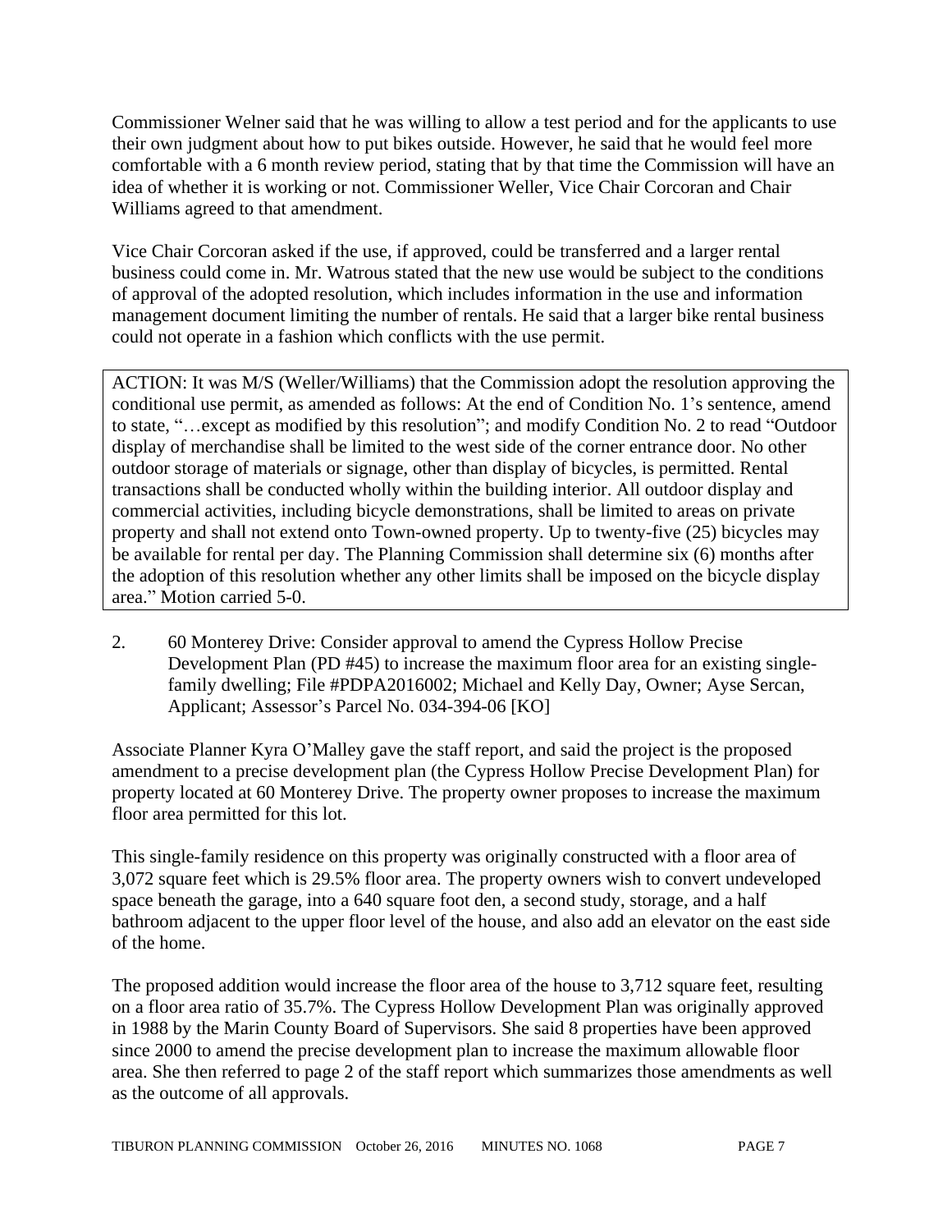Commissioner Welner said that he was willing to allow a test period and for the applicants to use their own judgment about how to put bikes outside. However, he said that he would feel more comfortable with a 6 month review period, stating that by that time the Commission will have an idea of whether it is working or not. Commissioner Weller, Vice Chair Corcoran and Chair Williams agreed to that amendment.

Vice Chair Corcoran asked if the use, if approved, could be transferred and a larger rental business could come in. Mr. Watrous stated that the new use would be subject to the conditions of approval of the adopted resolution, which includes information in the use and information management document limiting the number of rentals. He said that a larger bike rental business could not operate in a fashion which conflicts with the use permit.

ACTION: It was M/S (Weller/Williams) that the Commission adopt the resolution approving the conditional use permit, as amended as follows: At the end of Condition No. 1's sentence, amend to state, "…except as modified by this resolution"; and modify Condition No. 2 to read "Outdoor display of merchandise shall be limited to the west side of the corner entrance door. No other outdoor storage of materials or signage, other than display of bicycles, is permitted. Rental transactions shall be conducted wholly within the building interior. All outdoor display and commercial activities, including bicycle demonstrations, shall be limited to areas on private property and shall not extend onto Town-owned property. Up to twenty-five (25) bicycles may be available for rental per day. The Planning Commission shall determine six (6) months after the adoption of this resolution whether any other limits shall be imposed on the bicycle display area." Motion carried 5-0.

2. 60 Monterey Drive: Consider approval to amend the Cypress Hollow Precise Development Plan (PD #45) to increase the maximum floor area for an existing single-family dwelling; File #PDPA2016002; Michael and Kelly Day, Owner; Ayse Sercan, Applicant; Assessor's Parcel No. 034-394-06 [KO]

Associate Planner Kyra O'Malley gave the staff report, and said the project is the proposed amendment to a precise development plan (the Cypress Hollow Precise Development Plan) for property located at 60 Monterey Drive. The property owner proposes to increase the maximum floor area permitted for this lot.

This single-family residence on this property was originally constructed with a floor area of 3,072 square feet which is 29.5% floor area. The property owners wish to convert undeveloped space beneath the garage, into a 640 square foot den, a second study, storage, and a half bathroom adjacent to the upper floor level of the house, and also add an elevator on the east side of the home.

The proposed addition would increase the floor area of the house to 3,712 square feet, resulting on a floor area ratio of 35.7%. The Cypress Hollow Development Plan was originally approved in 1988 by the Marin County Board of Supervisors. She said 8 properties have been approved since 2000 to amend the precise development plan to increase the maximum allowable floor area. She then referred to page 2 of the staff report which summarizes those amendments as well as the outcome of all approvals.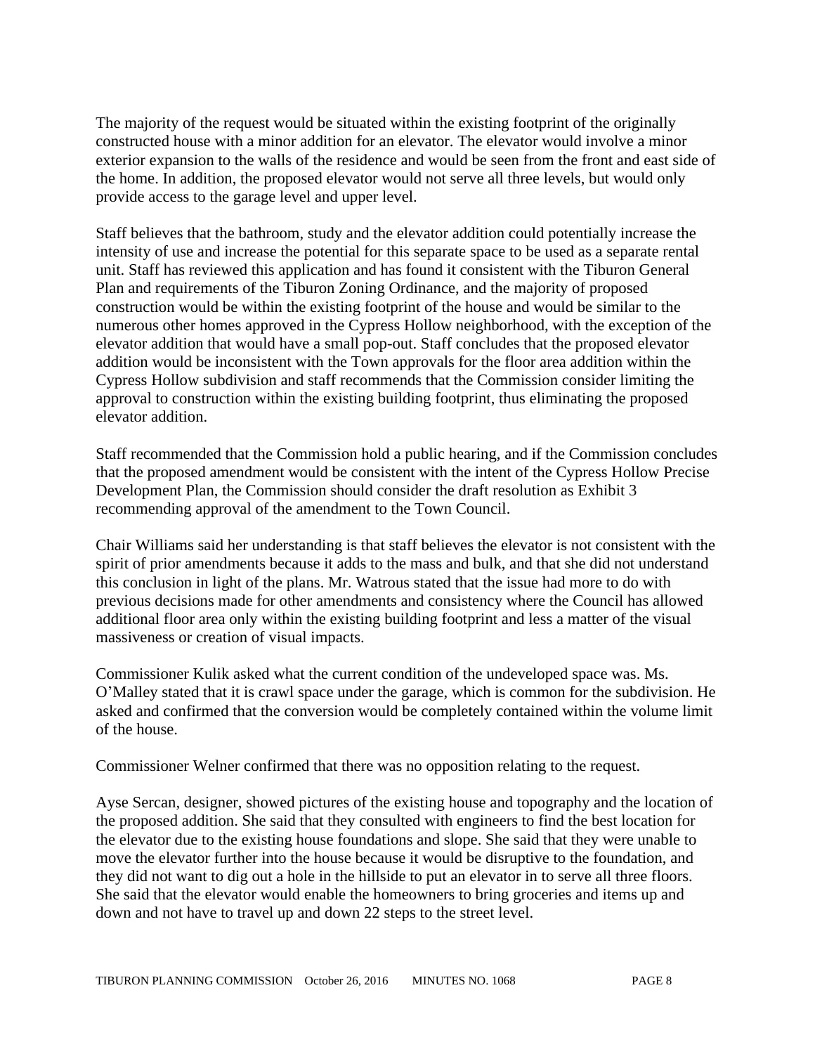The majority of the request would be situated within the existing footprint of the originally constructed house with a minor addition for an elevator. The elevator would involve a minor exterior expansion to the walls of the residence and would be seen from the front and east side of the home. In addition, the proposed elevator would not serve all three levels, but would only provide access to the garage level and upper level.

Staff believes that the bathroom, study and the elevator addition could potentially increase the intensity of use and increase the potential for this separate space to be used as a separate rental unit. Staff has reviewed this application and has found it consistent with the Tiburon General Plan and requirements of the Tiburon Zoning Ordinance, and the majority of proposed construction would be within the existing footprint of the house and would be similar to the numerous other homes approved in the Cypress Hollow neighborhood, with the exception of the elevator addition that would have a small pop-out. Staff concludes that the proposed elevator addition would be inconsistent with the Town approvals for the floor area addition within the Cypress Hollow subdivision and staff recommends that the Commission consider limiting the approval to construction within the existing building footprint, thus eliminating the proposed elevator addition.

Staff recommended that the Commission hold a public hearing, and if the Commission concludes that the proposed amendment would be consistent with the intent of the Cypress Hollow Precise Development Plan, the Commission should consider the draft resolution as Exhibit 3 recommending approval of the amendment to the Town Council.

Chair Williams said her understanding is that staff believes the elevator is not consistent with the spirit of prior amendments because it adds to the mass and bulk, and that she did not understand this conclusion in light of the plans. Mr. Watrous stated that the issue had more to do with previous decisions made for other amendments and consistency where the Council has allowed additional floor area only within the existing building footprint and less a matter of the visual massiveness or creation of visual impacts.

Commissioner Kulik asked what the current condition of the undeveloped space was. Ms. O'Malley stated that it is crawl space under the garage, which is common for the subdivision. He asked and confirmed that the conversion would be completely contained within the volume limit of the house.

Commissioner Welner confirmed that there was no opposition relating to the request.

Ayse Sercan, designer, showed pictures of the existing house and topography and the location of the proposed addition. She said that they consulted with engineers to find the best location for the elevator due to the existing house foundations and slope. She said that they were unable to move the elevator further into the house because it would be disruptive to the foundation, and they did not want to dig out a hole in the hillside to put an elevator in to serve all three floors. She said that the elevator would enable the homeowners to bring groceries and items up and down and not have to travel up and down 22 steps to the street level.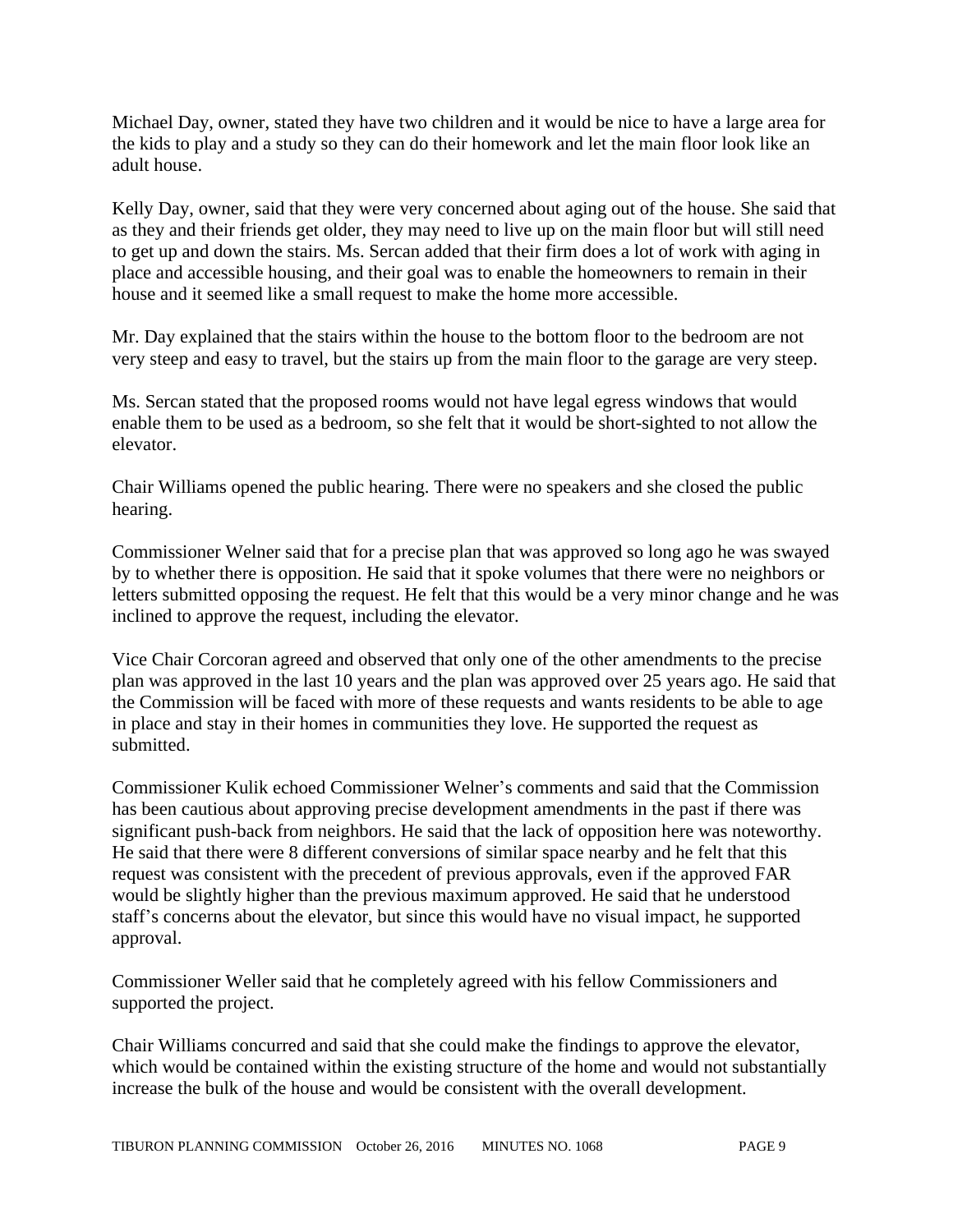Michael Day, owner, stated they have two children and it would be nice to have a large area for the kids to play and a study so they can do their homework and let the main floor look like an adult house.

Kelly Day, owner, said that they were very concerned about aging out of the house. She said that as they and their friends get older, they may need to live up on the main floor but will still need to get up and down the stairs. Ms. Sercan added that their firm does a lot of work with aging in place and accessible housing, and their goal was to enable the homeowners to remain in their house and it seemed like a small request to make the home more accessible.

Mr. Day explained that the stairs within the house to the bottom floor to the bedroom are not very steep and easy to travel, but the stairs up from the main floor to the garage are very steep.

Ms. Sercan stated that the proposed rooms would not have legal egress windows that would enable them to be used as a bedroom, so she felt that it would be short-sighted to not allow the elevator.

Chair Williams opened the public hearing. There were no speakers and she closed the public hearing.

Commissioner Welner said that for a precise plan that was approved so long ago he was swayed by to whether there is opposition. He said that it spoke volumes that there were no neighbors or letters submitted opposing the request. He felt that this would be a very minor change and he was inclined to approve the request, including the elevator.

Vice Chair Corcoran agreed and observed that only one of the other amendments to the precise plan was approved in the last 10 years and the plan was approved over 25 years ago. He said that the Commission will be faced with more of these requests and wants residents to be able to age in place and stay in their homes in communities they love. He supported the request as submitted.

Commissioner Kulik echoed Commissioner Welner's comments and said that the Commission has been cautious about approving precise development amendments in the past if there was significant push-back from neighbors. He said that the lack of opposition here was noteworthy. He said that there were 8 different conversions of similar space nearby and he felt that this request was consistent with the precedent of previous approvals, even if the approved FAR would be slightly higher than the previous maximum approved. He said that he understood staff's concerns about the elevator, but since this would have no visual impact, he supported approval.

Commissioner Weller said that he completely agreed with his fellow Commissioners and supported the project.

Chair Williams concurred and said that she could make the findings to approve the elevator, which would be contained within the existing structure of the home and would not substantially increase the bulk of the house and would be consistent with the overall development.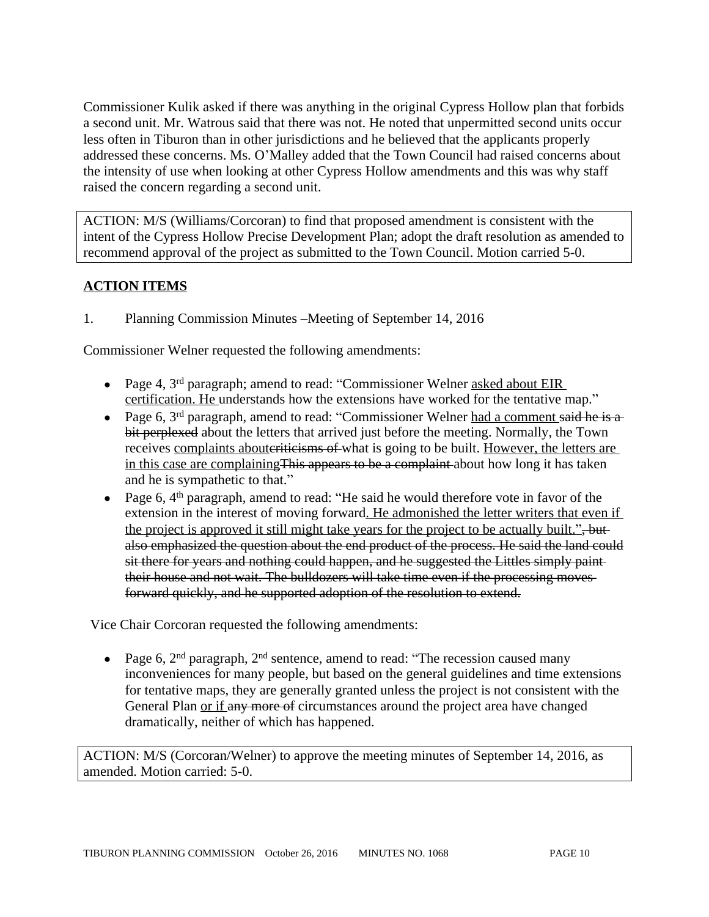Commissioner Kulik asked if there was anything in the original Cypress Hollow plan that forbids a second unit. Mr. Watrous said that there was not. He noted that unpermitted second units occur less often in Tiburon than in other jurisdictions and he believed that the applicants properly addressed these concerns. Ms. O'Malley added that the Town Council had raised concerns about the intensity of use when looking at other Cypress Hollow amendments and this was why staff raised the concern regarding a second unit.

| ACTION: M/S (Williams/Corcoran) to find that proposed amendment is consistent with the intent of the Cypress Hollow Precise Development Plan; adopt the draft resolution as amended to recommend approval of the project as submitted to the Town Council. Motion carried 5-0. |
|---|

## ACTION ITEMS

1. Planning Commission Minutes –Meeting of September 14, 2016

Commissioner Welner requested the following amendments:

- Page 4, 3rd paragraph; amend to read: "Commissioner Welner <u>asked about EIR certification. He</u> understands how the extensions have worked for the tentative map."
- Page 6, 3rd paragraph, amend to read: "Commissioner Welner <u>had a comment</u> ~~said he is a bit perplexed~~ about the letters that arrived just before the meeting. Normally, the Town receives <u>complaints about</u>~~criticisms of~~ what is going to be built. <u>However, the letters are in this case are complaining</u>~~This appears to be a complaint~~ about how long it has taken and he is sympathetic to that."
- Page 6, 4th paragraph, amend to read: "He said he would therefore vote in favor of the extension in the interest of moving forward<u>. He admonished the letter writers that even if the project is approved it still might take years for the project to be actually built."</u>~~, but also emphasized the question about the end product of the process. He said the land could sit there for years and nothing could happen, and he suggested the Littles simply paint their house and not wait. The bulldozers will take time even if the processing moves forward quickly, and he supported adoption of the resolution to extend.~~

Vice Chair Corcoran requested the following amendments:

- Page 6, 2nd paragraph, 2nd sentence, amend to read: "The recession caused many inconveniences for many people, but based on the general guidelines and time extensions for tentative maps, they are generally granted unless the project is not consistent with the General Plan <u>or if</u> ~~any more of~~ circumstances around the project area have changed dramatically, neither of which has happened.

| ACTION: M/S (Corcoran/Welner) to approve the meeting minutes of September 14, 2016, as amended. Motion carried: 5-0. |
|---|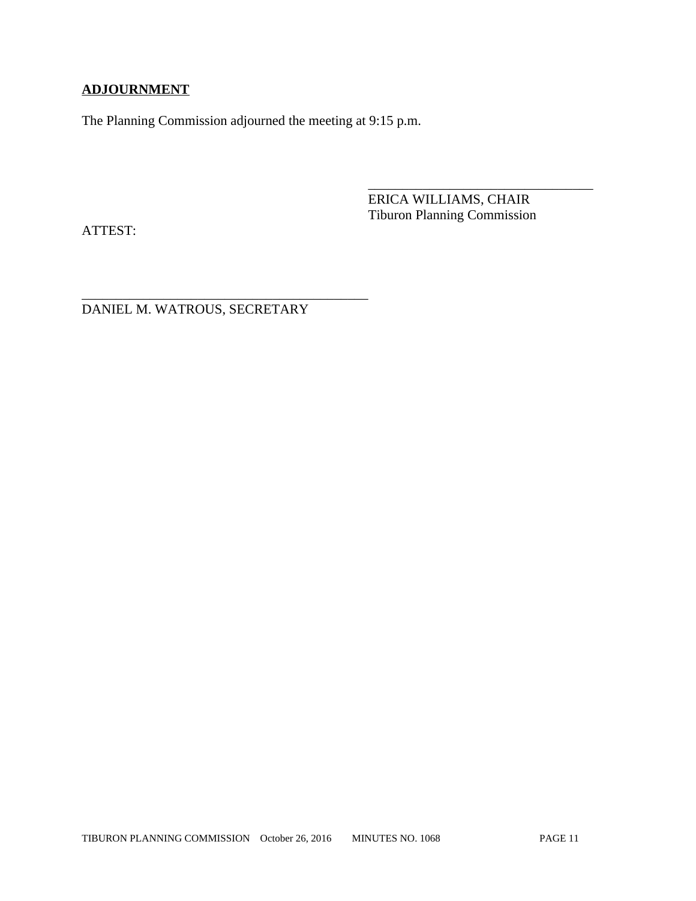**ADJOURNMENT**

The Planning Commission adjourned the meeting at 9:15 p.m.

\_\_\_\_\_\_\_\_\_\_\_\_\_\_\_\_\_\_\_\_\_\_\_\_\_\_\_\_\_\_\_\_\_\_\_\_
ERICA WILLIAMS, CHAIR
Tiburon Planning Commission

ATTEST:

\_\_\_\_\_\_\_\_\_\_\_\_\_\_\_\_\_\_\_\_\_\_\_\_\_\_\_\_\_\_\_\_\_\_\_\_\_\_\_\_\_\_\_\_
DANIEL M. WATROUS, SECRETARY